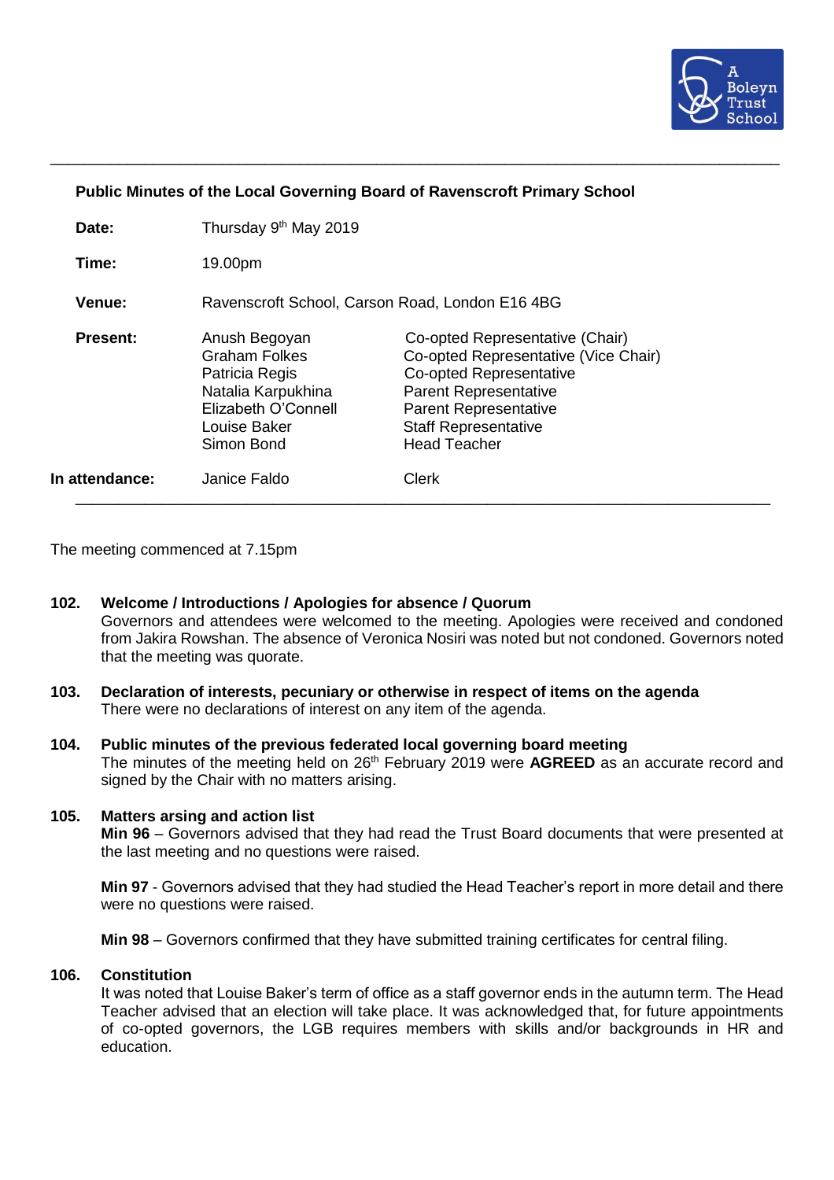A Boleyn Trust School

## Public Minutes of the Local Governing Board of Ravenscroft Primary School

| | | |
|---|---|---|
| **Date:** | Thursday 9th May 2019 | |
| **Time:** | 19.00pm | |
| **Venue:** | Ravenscroft School, Carson Road, London E16 4BG | |
| **Present:** | Anush Begoyan | Co-opted Representative (Chair) |
| | Graham Folkes | Co-opted Representative (Vice Chair) |
| | Patricia Regis | Co-opted Representative |
| | Natalia Karpukhina | Parent Representative |
| | Elizabeth O'Connell | Parent Representative |
| | Louise Baker | Staff Representative |
| | Simon Bond | Head Teacher |
| **In attendance:** | Janice Faldo | Clerk |

The meeting commenced at 7.15pm

**102. Welcome / Introductions / Apologies for absence / Quorum**

Governors and attendees were welcomed to the meeting. Apologies were received and condoned from Jakira Rowshan. The absence of Veronica Nosiri was noted but not condoned. Governors noted that the meeting was quorate.

**103. Declaration of interests, pecuniary or otherwise in respect of items on the agenda**

There were no declarations of interest on any item of the agenda.

**104. Public minutes of the previous federated local governing board meeting**

The minutes of the meeting held on 26th February 2019 were **AGREED** as an accurate record and signed by the Chair with no matters arising.

**105. Matters arsing and action list**

**Min 96** – Governors advised that they had read the Trust Board documents that were presented at the last meeting and no questions were raised.

**Min 97** - Governors advised that they had studied the Head Teacher's report in more detail and there were no questions were raised.

**Min 98** – Governors confirmed that they have submitted training certificates for central filing.

**106. Constitution**

It was noted that Louise Baker's term of office as a staff governor ends in the autumn term. The Head Teacher advised that an election will take place. It was acknowledged that, for future appointments of co-opted governors, the LGB requires members with skills and/or backgrounds in HR and education.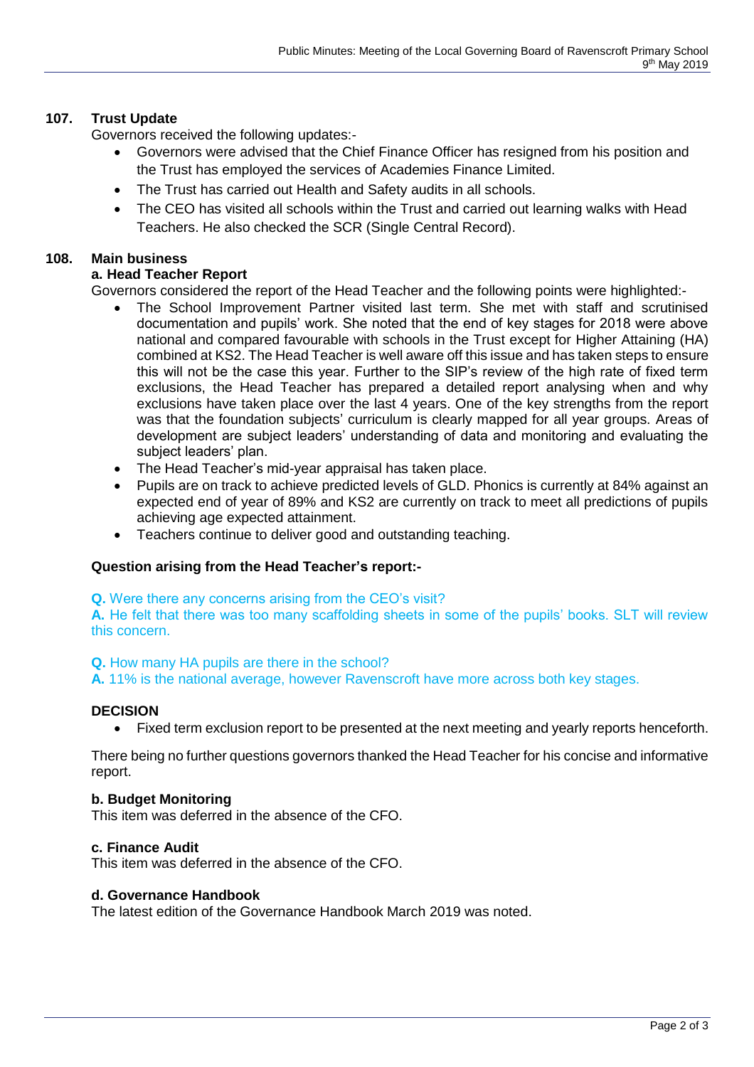## 107. Trust Update

Governors received the following updates:-

- Governors were advised that the Chief Finance Officer has resigned from his position and the Trust has employed the services of Academies Finance Limited.
- The Trust has carried out Health and Safety audits in all schools.
- The CEO has visited all schools within the Trust and carried out learning walks with Head Teachers. He also checked the SCR (Single Central Record).

## 108. Main business

### a. Head Teacher Report

Governors considered the report of the Head Teacher and the following points were highlighted:-

- The School Improvement Partner visited last term. She met with staff and scrutinised documentation and pupils' work. She noted that the end of key stages for 2018 were above national and compared favourable with schools in the Trust except for Higher Attaining (HA) combined at KS2. The Head Teacher is well aware off this issue and has taken steps to ensure this will not be the case this year. Further to the SIP's review of the high rate of fixed term exclusions, the Head Teacher has prepared a detailed report analysing when and why exclusions have taken place over the last 4 years. One of the key strengths from the report was that the foundation subjects' curriculum is clearly mapped for all year groups. Areas of development are subject leaders' understanding of data and monitoring and evaluating the subject leaders' plan.
- The Head Teacher's mid-year appraisal has taken place.
- Pupils are on track to achieve predicted levels of GLD. Phonics is currently at 84% against an expected end of year of 89% and KS2 are currently on track to meet all predictions of pupils achieving age expected attainment.
- Teachers continue to deliver good and outstanding teaching.

**Question arising from the Head Teacher's report:-**

**Q.** Were there any concerns arising from the CEO's visit?
**A.** He felt that there was too many scaffolding sheets in some of the pupils' books. SLT will review this concern.

**Q.** How many HA pupils are there in the school?
**A.** 11% is the national average, however Ravenscroft have more across both key stages.

**DECISION**

- Fixed term exclusion report to be presented at the next meeting and yearly reports henceforth.

There being no further questions governors thanked the Head Teacher for his concise and informative report.

### b. Budget Monitoring

This item was deferred in the absence of the CFO.

### c. Finance Audit

This item was deferred in the absence of the CFO.

### d. Governance Handbook

The latest edition of the Governance Handbook March 2019 was noted.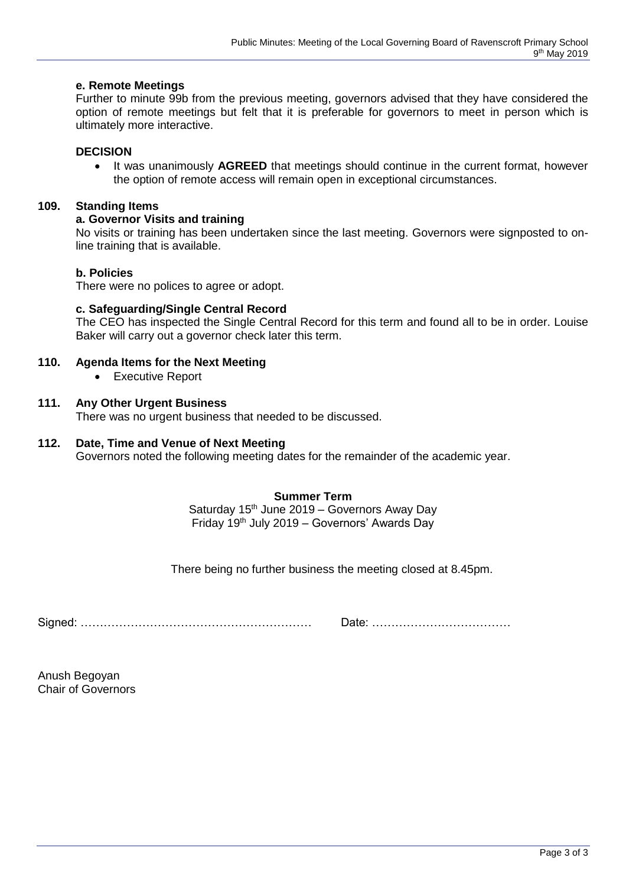**e. Remote Meetings**

Further to minute 99b from the previous meeting, governors advised that they have considered the option of remote meetings but felt that it is preferable for governors to meet in person which is ultimately more interactive.

**DECISION**

- It was unanimously **AGREED** that meetings should continue in the current format, however the option of remote access will remain open in exceptional circumstances.

## 109. Standing Items

**a. Governor Visits and training**

No visits or training has been undertaken since the last meeting. Governors were signposted to on-line training that is available.

**b. Policies**

There were no polices to agree or adopt.

**c. Safeguarding/Single Central Record**

The CEO has inspected the Single Central Record for this term and found all to be in order. Louise Baker will carry out a governor check later this term.

## 110. Agenda Items for the Next Meeting

- Executive Report

## 111. Any Other Urgent Business

There was no urgent business that needed to be discussed.

## 112. Date, Time and Venue of Next Meeting

Governors noted the following meeting dates for the remainder of the academic year.

**Summer Term**

Saturday 15th June 2019 – Governors Away Day
Friday 19th July 2019 – Governors' Awards Day

There being no further business the meeting closed at 8.45pm.

Signed: …………………………………………………… Date: ………………………………

Anush Begoyan
Chair of Governors